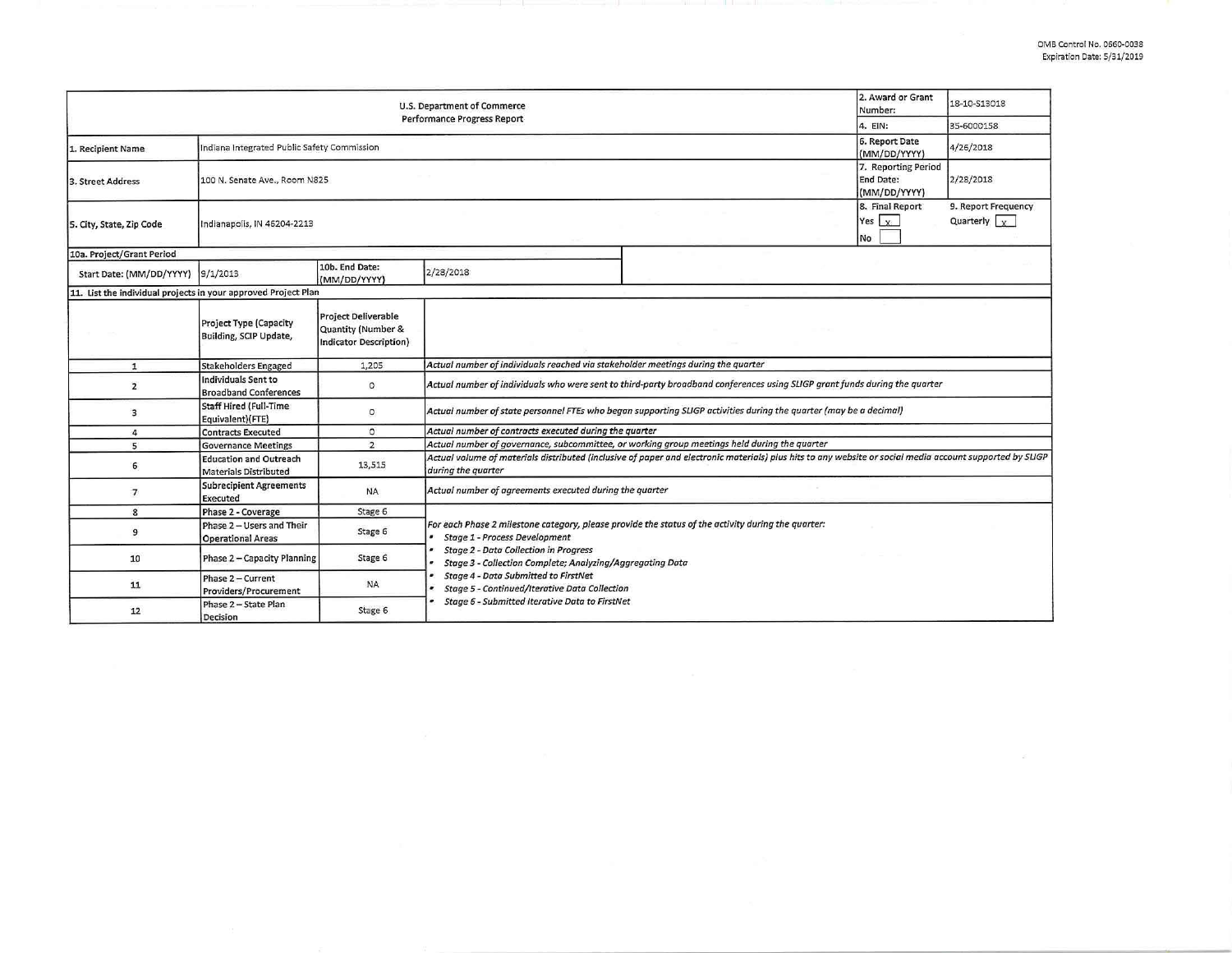OMB Control No. 0660-0038
Expiration Date: 5/31/2019

| U.S. Department of Commerce Performance Progress Report | | | | 2. Award or Grant Number: | 18-10-S13018 |
|---|---|---|---|---|---|
| | | | | 4. EIN: | 35-6000158 |
| 1. Recipient Name | Indiana Integrated Public Safety Commission | | | 6. Report Date (MM/DD/YYYY) | 4/26/2018 |
| 3. Street Address | 100 N. Senate Ave., Room N825 | | | 7. Reporting Period End Date: (MM/DD/YYYY) | 2/28/2018 |
| 5. City, State, Zip Code | Indianapolis, IN 46204-2213 | | | 8. Final Report Yes [x] No [ ] | 9. Report Frequency Quarterly [x] |
| 10a. Project/Grant Period | | | | | |
| Start Date: (MM/DD/YYYY) | 9/1/2013 | 10b. End Date: (MM/DD/YYYY) | 2/28/2018 | | |

**11. List the individual projects in your approved Project Plan**

| | Project Type (Capacity Building, SCIP Update, | Project Deliverable Quantity (Number & Indicator Description) | |
|---|---|---|---|
| 1 | Stakeholders Engaged | 1,205 | *Actual number of individuals reached via stakeholder meetings during the quarter* |
| 2 | Individuals Sent to Broadband Conferences | 0 | *Actual number of individuals who were sent to third-party broadband conferences using SLIGP grant funds during the quarter* |
| 3 | Staff Hired (Full-Time Equivalent)(FTE) | 0 | *Actual number of state personnel FTEs who began supporting SLIGP activities during the quarter (may be a decimal)* |
| 4 | Contracts Executed | 0 | *Actual number of contracts executed during the quarter* |
| 5 | Governance Meetings | 2 | *Actual number of governance, subcommittee, or working group meetings held during the quarter* |
| 6 | Education and Outreach Materials Distributed | 13,515 | *Actual volume of materials distributed (inclusive of paper and electronic materials) plus hits to any website or social media account supported by SLIGP during the quarter* |
| 7 | Subrecipient Agreements Executed | NA | *Actual number of agreements executed during the quarter* |
| 8 | Phase 2 - Coverage | Stage 6 | *For each Phase 2 milestone category, please provide the status of the activity during the quarter:* <br>• *Stage 1 - Process Development* <br>• *Stage 2 - Data Collection in Progress* <br>• *Stage 3 - Collection Complete; Analyzing/Aggregating Data* <br>• *Stage 4 - Data Submitted to FirstNet* <br>• *Stage 5 - Continued/Iterative Data Collection* <br>• *Stage 6 - Submitted Iterative Data to FirstNet* |
| 9 | Phase 2 – Users and Their Operational Areas | Stage 6 | |
| 10 | Phase 2 – Capacity Planning | Stage 6 | |
| 11 | Phase 2 – Current Providers/Procurement | NA | |
| 12 | Phase 2 – State Plan Decision | Stage 6 | |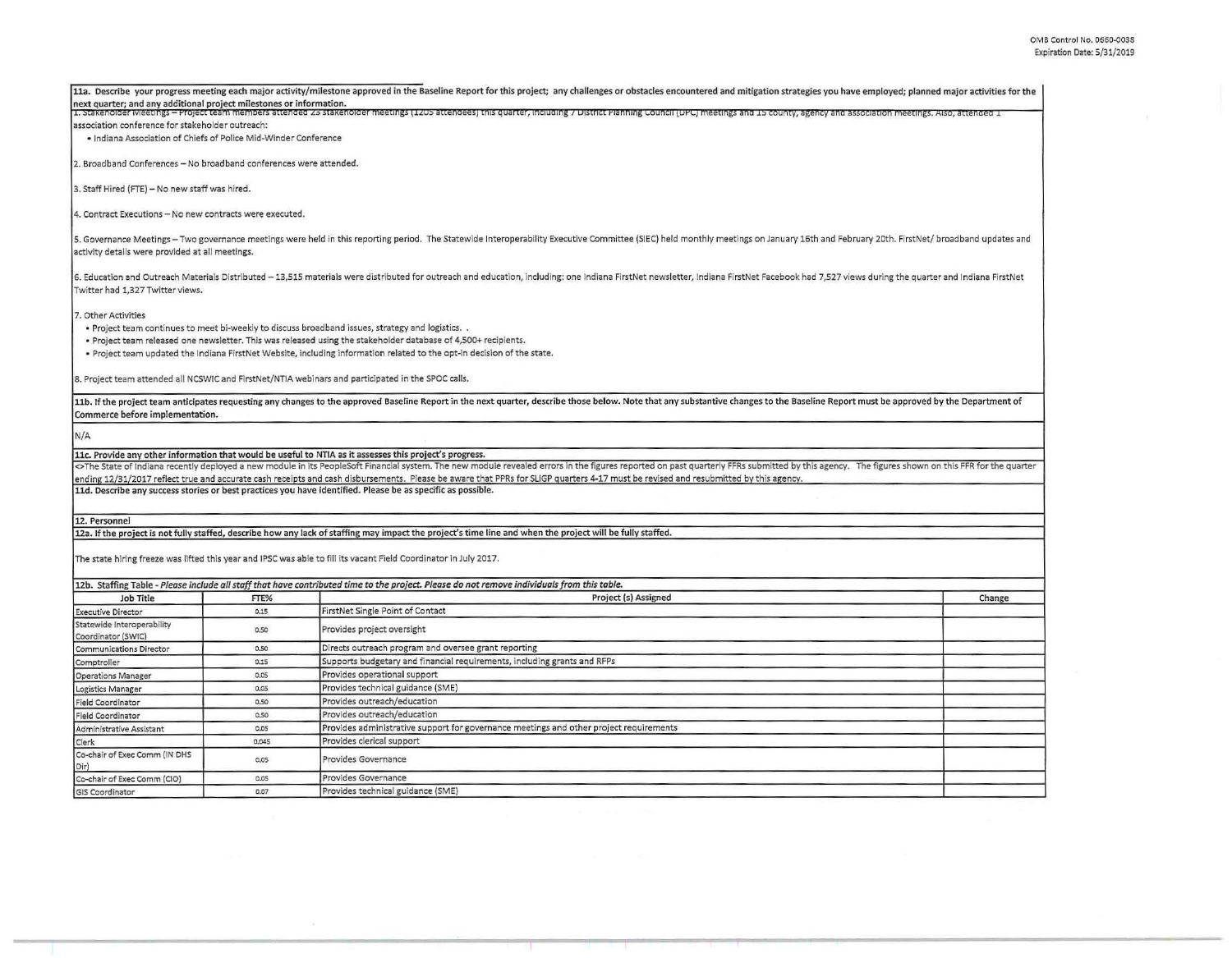11a. Describe your progress meeting each major activity/milestone approved in the Baseline Report for this project; any challenges or obstacles encountered and mitigation strategies you have employed; planned major activities for the next quarter; and any additional project milestones or information.

1. Stakeholder Meetings – Project team members attended 23 stakeholder meetings (1205 attendees) this quarter, including 7 District Planning Council (DPC) meetings and 15 county, agency and association meetings. Also, attended 1 association conference for stakeholder outreach:
   - Indiana Association of Chiefs of Police Mid-Winder Conference

2. Broadband Conferences – No broadband conferences were attended.

3. Staff Hired (FTE) – No new staff was hired.

4. Contract Executions – No new contracts were executed.

5. Governance Meetings – Two governance meetings were held in this reporting period. The Statewide Interoperability Executive Committee (SIEC) held monthly meetings on January 16th and February 20th. FirstNet/ broadband updates and activity details were provided at all meetings.

6. Education and Outreach Materials Distributed – 13,515 materials were distributed for outreach and education, including: one Indiana FirstNet newsletter, Indiana FirstNet Facebook had 7,527 views during the quarter and Indiana FirstNet Twitter had 1,327 Twitter views.

7. Other Activities
   - Project team continues to meet bi-weekly to discuss broadband issues, strategy and logistics. .
   - Project team released one newsletter. This was released using the stakeholder database of 4,500+ recipients.
   - Project team updated the Indiana FirstNet Website, including information related to the opt-in decision of the state.

8. Project team attended all NCSWIC and FirstNet/NTIA webinars and participated in the SPOC calls.

11b. If the project team anticipates requesting any changes to the approved Baseline Report in the next quarter, describe those below. Note that any substantive changes to the Baseline Report must be approved by the Department of Commerce before implementation.

N/A

11c. Provide any other information that would be useful to NTIA as it assesses this project's progress.

<>The State of Indiana recently deployed a new module in its PeopleSoft Financial system. The new module revealed errors in the figures reported on past quarterly FFRs submitted by this agency. The figures shown on this FFR for the quarter ending 12/31/2017 reflect true and accurate cash receipts and cash disbursements. Please be aware that PPRs for SLIGP quarters 4-17 must be revised and resubmitted by this agency.

11d. Describe any success stories or best practices you have identified. Please be as specific as possible.

12. Personnel

12a. If the project is not fully staffed, describe how any lack of staffing may impact the project's time line and when the project will be fully staffed.

The state hiring freeze was lifted this year and IPSC was able to fill its vacant Field Coordinator in July 2017.

12b. Staffing Table - *Please include all staff that have contributed time to the project. Please do not remove individuals from this table.*

| Job Title | FTE% | Project (s) Assigned | Change |
|---|---|---|---|
| Executive Director | 0.15 | FirstNet Single Point of Contact | |
| Statewide Interoperability Coordinator (SWIC) | 0.50 | Provides project oversight | |
| Communications Director | 0.50 | Directs outreach program and oversee grant reporting | |
| Comptroller | 0.15 | Supports budgetary and financial requirements, including grants and RFPs | |
| Operations Manager | 0.05 | Provides operational support | |
| Logistics Manager | 0.05 | Provides technical guidance (SME) | |
| Field Coordinator | 0.50 | Provides outreach/education | |
| Field Coordinator | 0.50 | Provides outreach/education | |
| Administrative Assistant | 0.05 | Provides administrative support for governance meetings and other project requirements | |
| Clerk | 0.045 | Provides clerical support | |
| Co-chair of Exec Comm (IN DHS Dir) | 0.05 | Provides Governance | |
| Co-chair of Exec Comm (CIO) | 0.05 | Provides Governance | |
| GIS Coordinator | 0.07 | Provides technical guidance (SME) | |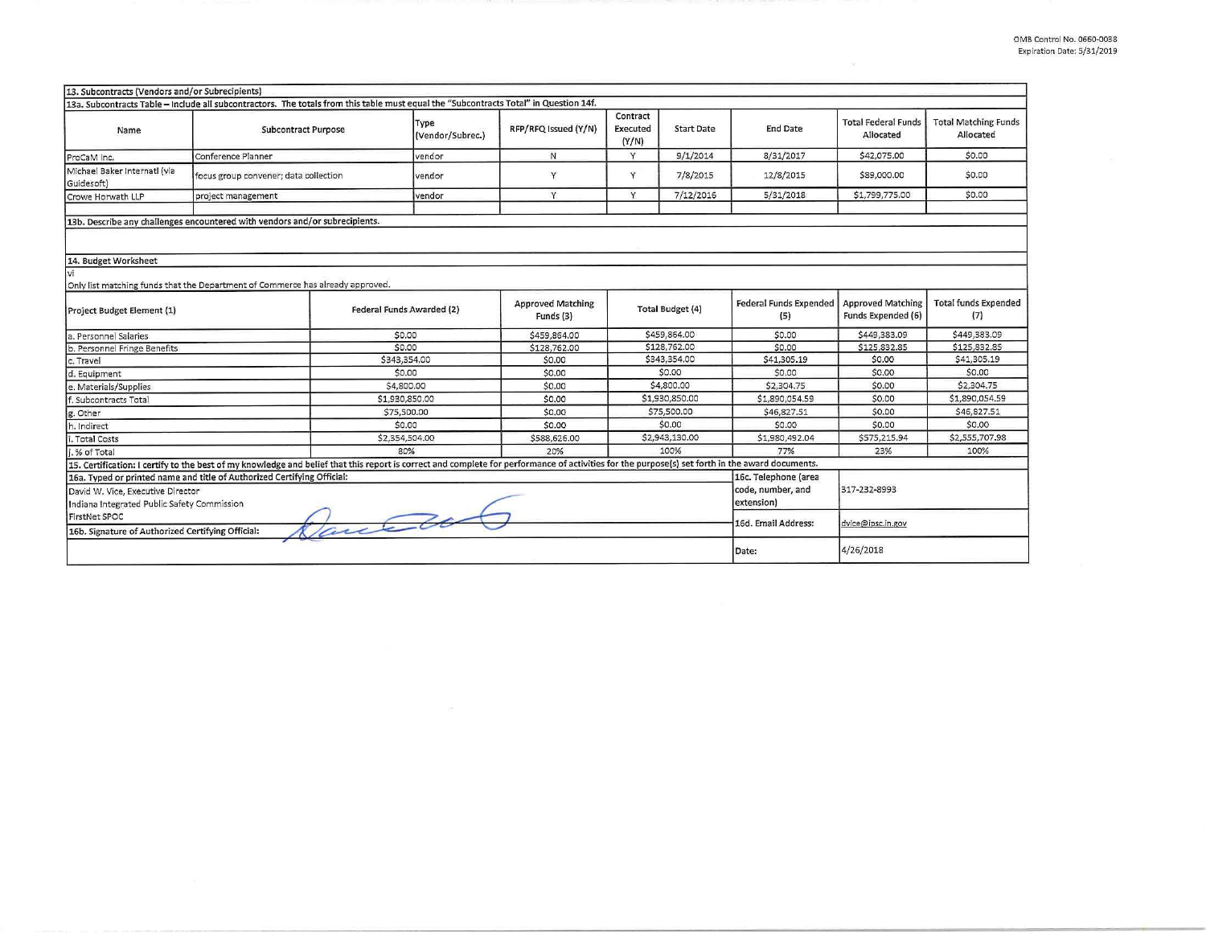## 13. Subcontracts (Vendors and/or Subrecipients)

13a. Subcontracts Table – Include all subcontractors. The totals from this table must equal the "Subcontracts Total" in Question 14f.

| Name | Subcontract Purpose | Type (Vendor/Subrec.) | RFP/RFQ Issued (Y/N) | Contract Executed (Y/N) | Start Date | End Date | Total Federal Funds Allocated | Total Matching Funds Allocated |
|---|---|---|---|---|---|---|---|---|
| ProCaM Inc. | Conference Planner | vendor | N | Y | 9/1/2014 | 8/31/2017 | $42,075.00 | $0.00 |
| Michael Baker Internatl (via Guidesoft) | focus group convener; data collection | vendor | Y | Y | 7/8/2015 | 12/8/2015 | $89,000.00 | $0.00 |
| Crowe Horwath LLP | project management | vendor | Y | Y | 7/12/2016 | 5/31/2018 | $1,799,775.00 | $0.00 |
| | | | | | | | | |

13b. Describe any challenges encountered with vendors and/or subrecipients.

## 14. Budget Worksheet

vi

Only list matching funds that the Department of Commerce has already approved.

| Project Budget Element (1) | Federal Funds Awarded (2) | Approved Matching Funds (3) | Total Budget (4) | Federal Funds Expended (5) | Approved Matching Funds Expended (6) | Total funds Expended (7) |
|---|---|---|---|---|---|---|
| a. Personnel Salaries | $0.00 | $459,864.00 | $459,864.00 | $0.00 | $449,383.09 | $449,383.09 |
| b. Personnel Fringe Benefits | $0.00 | $128,762.00 | $128,762.00 | $0.00 | $125,832.85 | $125,832.85 |
| c. Travel | $343,354.00 | $0.00 | $343,354.00 | $41,305.19 | $0.00 | $41,305.19 |
| d. Equipment | $0.00 | $0.00 | $0.00 | $0.00 | $0.00 | $0.00 |
| e. Materials/Supplies | $4,800.00 | $0.00 | $4,800.00 | $2,304.75 | $0.00 | $2,304.75 |
| f. Subcontracts Total | $1,930,850.00 | $0.00 | $1,930,850.00 | $1,890,054.59 | $0.00 | $1,890,054.59 |
| g. Other | $75,500.00 | $0.00 | $75,500.00 | $46,827.51 | $0.00 | $46,827.51 |
| h. Indirect | $0.00 | $0.00 | $0.00 | $0.00 | $0.00 | $0.00 |
| i. Total Costs | $2,354,504.00 | $588,626.00 | $2,943,130.00 | $1,980,492.04 | $575,215.94 | $2,555,707.98 |
| j. % of Total | 80% | 20% | 100% | 77% | 23% | 100% |

15. Certification: I certify to the best of my knowledge and belief that this report is correct and complete for performance of activities for the purpose(s) set forth in the award documents.

| 16a. Typed or printed name and title of Authorized Certifying Official: | 16c. Telephone (area code, number, and extension) | 317-232-8993 |
|---|---|---|
| David W. Vice, Executive Director<br>Indiana Integrated Public Safety Commission<br>FirstNet SPOC | 16d. Email Address: | dvice@ipsc.in.gov |
| 16b. Signature of Authorized Certifying Official: | Date: | 4/26/2018 |